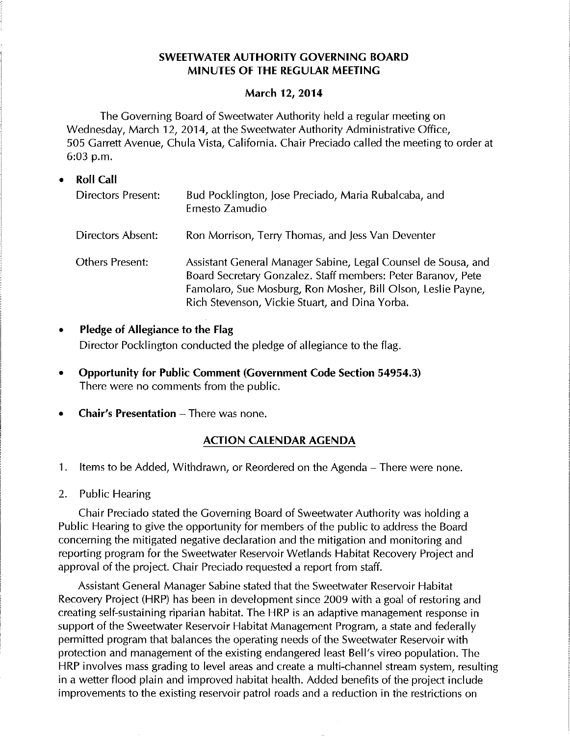# SWEETWATER AUTHORITY GOVERNING BOARD
# MINUTES OF THE REGULAR MEETING

## March 12, 2014

The Governing Board of Sweetwater Authority held a regular meeting on Wednesday, March 12, 2014, at the Sweetwater Authority Administrative Office, 505 Garrett Avenue, Chula Vista, California. Chair Preciado called the meeting to order at 6:03 p.m.

- **Roll Call**

| | |
|---|---|
| Directors Present: | Bud Pocklington, Jose Preciado, Maria Rubalcaba, and Ernesto Zamudio |
| Directors Absent: | Ron Morrison, Terry Thomas, and Jess Van Deventer |
| Others Present: | Assistant General Manager Sabine, Legal Counsel de Sousa, and Board Secretary Gonzalez. Staff members: Peter Baranov, Pete Famolaro, Sue Mosburg, Ron Mosher, Bill Olson, Leslie Payne, Rich Stevenson, Vickie Stuart, and Dina Yorba. |

- **Pledge of Allegiance to the Flag**
  Director Pocklington conducted the pledge of allegiance to the flag.

- **Opportunity for Public Comment (Government Code Section 54954.3)**
  There were no comments from the public.

- **Chair's Presentation** – There was none.

## ACTION CALENDAR AGENDA

1. Items to be Added, Withdrawn, or Reordered on the Agenda – There were none.

2. Public Hearing

   Chair Preciado stated the Governing Board of Sweetwater Authority was holding a Public Hearing to give the opportunity for members of the public to address the Board concerning the mitigated negative declaration and the mitigation and monitoring and reporting program for the Sweetwater Reservoir Wetlands Habitat Recovery Project and approval of the project. Chair Preciado requested a report from staff.

   Assistant General Manager Sabine stated that the Sweetwater Reservoir Habitat Recovery Project (HRP) has been in development since 2009 with a goal of restoring and creating self-sustaining riparian habitat. The HRP is an adaptive management response in support of the Sweetwater Reservoir Habitat Management Program, a state and federally permitted program that balances the operating needs of the Sweetwater Reservoir with protection and management of the existing endangered least Bell's vireo population. The HRP involves mass grading to level areas and create a multi-channel stream system, resulting in a wetter flood plain and improved habitat health. Added benefits of the project include improvements to the existing reservoir patrol roads and a reduction in the restrictions on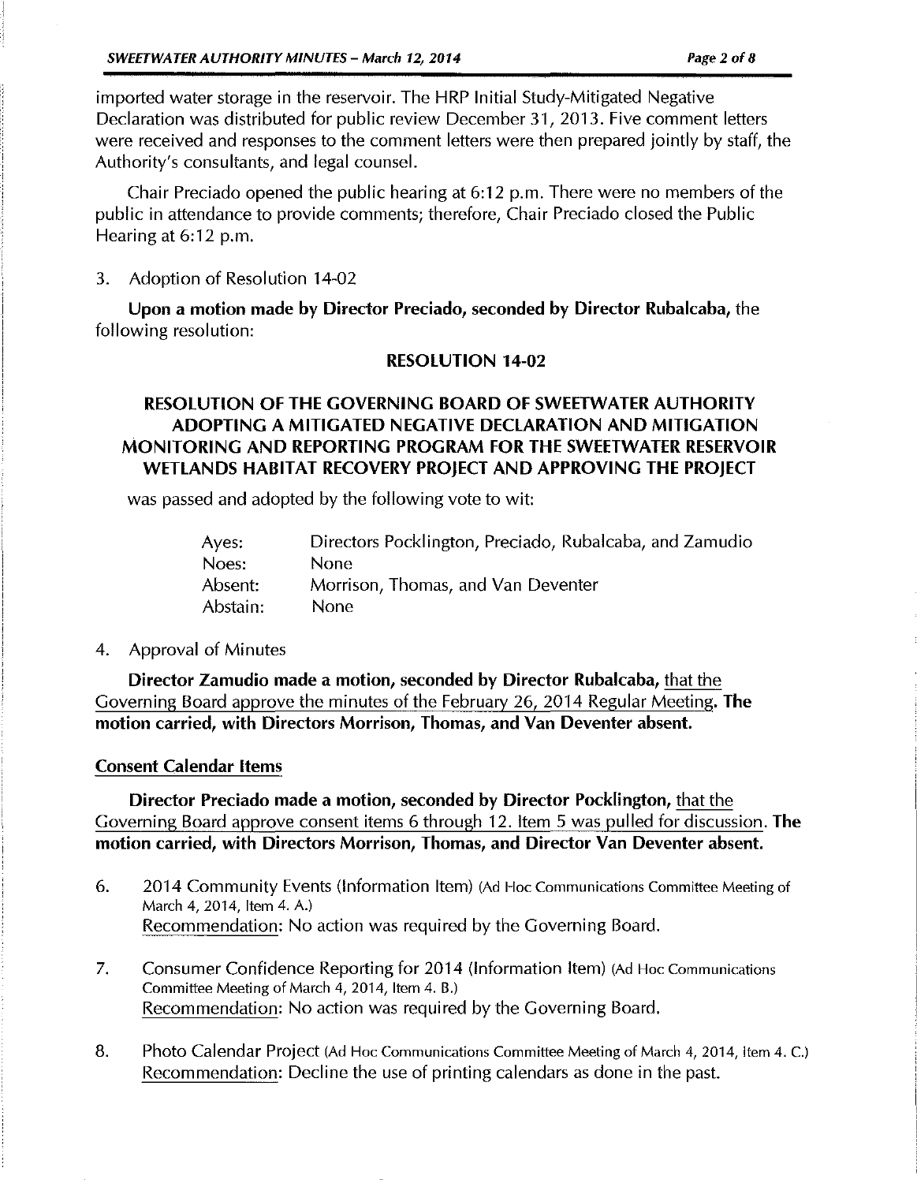imported water storage in the reservoir. The HRP Initial Study-Mitigated Negative Declaration was distributed for public review December 31, 2013. Five comment letters were received and responses to the comment letters were then prepared jointly by staff, the Authority's consultants, and legal counsel.

Chair Preciado opened the public hearing at 6:12 p.m. There were no members of the public in attendance to provide comments; therefore, Chair Preciado closed the Public Hearing at 6:12 p.m.

3. Adoption of Resolution 14-02

**Upon a motion made by Director Preciado, seconded by Director Rubalcaba,** the following resolution:

**RESOLUTION 14-02**

**RESOLUTION OF THE GOVERNING BOARD OF SWEETWATER AUTHORITY ADOPTING A MITIGATED NEGATIVE DECLARATION AND MITIGATION MONITORING AND REPORTING PROGRAM FOR THE SWEETWATER RESERVOIR WETLANDS HABITAT RECOVERY PROJECT AND APPROVING THE PROJECT**

was passed and adopted by the following vote to wit:

| | |
|---|---|
| Ayes: | Directors Pocklington, Preciado, Rubalcaba, and Zamudio |
| Noes: | None |
| Absent: | Morrison, Thomas, and Van Deventer |
| Abstain: | None |

4. Approval of Minutes

**Director Zamudio made a motion, seconded by Director Rubalcaba,** that the Governing Board approve the minutes of the February 26, 2014 Regular Meeting. **The motion carried, with Directors Morrison, Thomas, and Van Deventer absent.**

**Consent Calendar Items**

**Director Preciado made a motion, seconded by Director Pocklington,** that the Governing Board approve consent items 6 through 12. Item 5 was pulled for discussion. **The motion carried, with Directors Morrison, Thomas, and Director Van Deventer absent.**

6. 2014 Community Events (Information Item) (Ad Hoc Communications Committee Meeting of March 4, 2014, Item 4. A.)
   Recommendation: No action was required by the Governing Board.

7. Consumer Confidence Reporting for 2014 (Information Item) (Ad Hoc Communications Committee Meeting of March 4, 2014, Item 4. B.)
   Recommendation: No action was required by the Governing Board.

8. Photo Calendar Project (Ad Hoc Communications Committee Meeting of March 4, 2014, Item 4. C.)
   Recommendation: Decline the use of printing calendars as done in the past.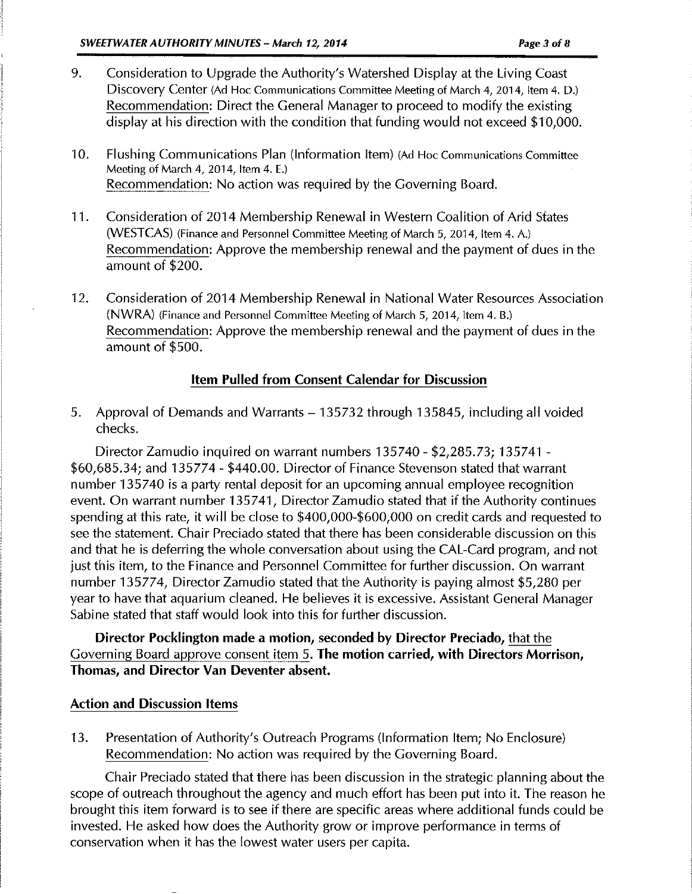9. Consideration to Upgrade the Authority's Watershed Display at the Living Coast Discovery Center (Ad Hoc Communications Committee Meeting of March 4, 2014, Item 4. D.)
Recommendation: Direct the General Manager to proceed to modify the existing display at his direction with the condition that funding would not exceed $10,000.

10. Flushing Communications Plan (Information Item) (Ad Hoc Communications Committee Meeting of March 4, 2014, Item 4. E.)
Recommendation: No action was required by the Governing Board.

11. Consideration of 2014 Membership Renewal in Western Coalition of Arid States (WESTCAS) (Finance and Personnel Committee Meeting of March 5, 2014, Item 4. A.)
Recommendation: Approve the membership renewal and the payment of dues in the amount of $200.

12. Consideration of 2014 Membership Renewal in National Water Resources Association (NWRA) (Finance and Personnel Committee Meeting of March 5, 2014, Item 4. B.)
Recommendation: Approve the membership renewal and the payment of dues in the amount of $500.

**Item Pulled from Consent Calendar for Discussion**

5. Approval of Demands and Warrants – 135732 through 135845, including all voided checks.

Director Zamudio inquired on warrant numbers 135740 - $2,285.73; 135741 - $60,685.34; and 135774 - $440.00. Director of Finance Stevenson stated that warrant number 135740 is a party rental deposit for an upcoming annual employee recognition event. On warrant number 135741, Director Zamudio stated that if the Authority continues spending at this rate, it will be close to $400,000-$600,000 on credit cards and requested to see the statement. Chair Preciado stated that there has been considerable discussion on this and that he is deferring the whole conversation about using the CAL-Card program, and not just this item, to the Finance and Personnel Committee for further discussion. On warrant number 135774, Director Zamudio stated that the Authority is paying almost $5,280 per year to have that aquarium cleaned. He believes it is excessive. Assistant General Manager Sabine stated that staff would look into this for further discussion.

**Director Pocklington made a motion, seconded by Director Preciado,** that the Governing Board approve consent item 5. **The motion carried, with Directors Morrison, Thomas, and Director Van Deventer absent.**

**Action and Discussion Items**

13. Presentation of Authority's Outreach Programs (Information Item; No Enclosure)
Recommendation: No action was required by the Governing Board.

Chair Preciado stated that there has been discussion in the strategic planning about the scope of outreach throughout the agency and much effort has been put into it. The reason he brought this item forward is to see if there are specific areas where additional funds could be invested. He asked how does the Authority grow or improve performance in terms of conservation when it has the lowest water users per capita.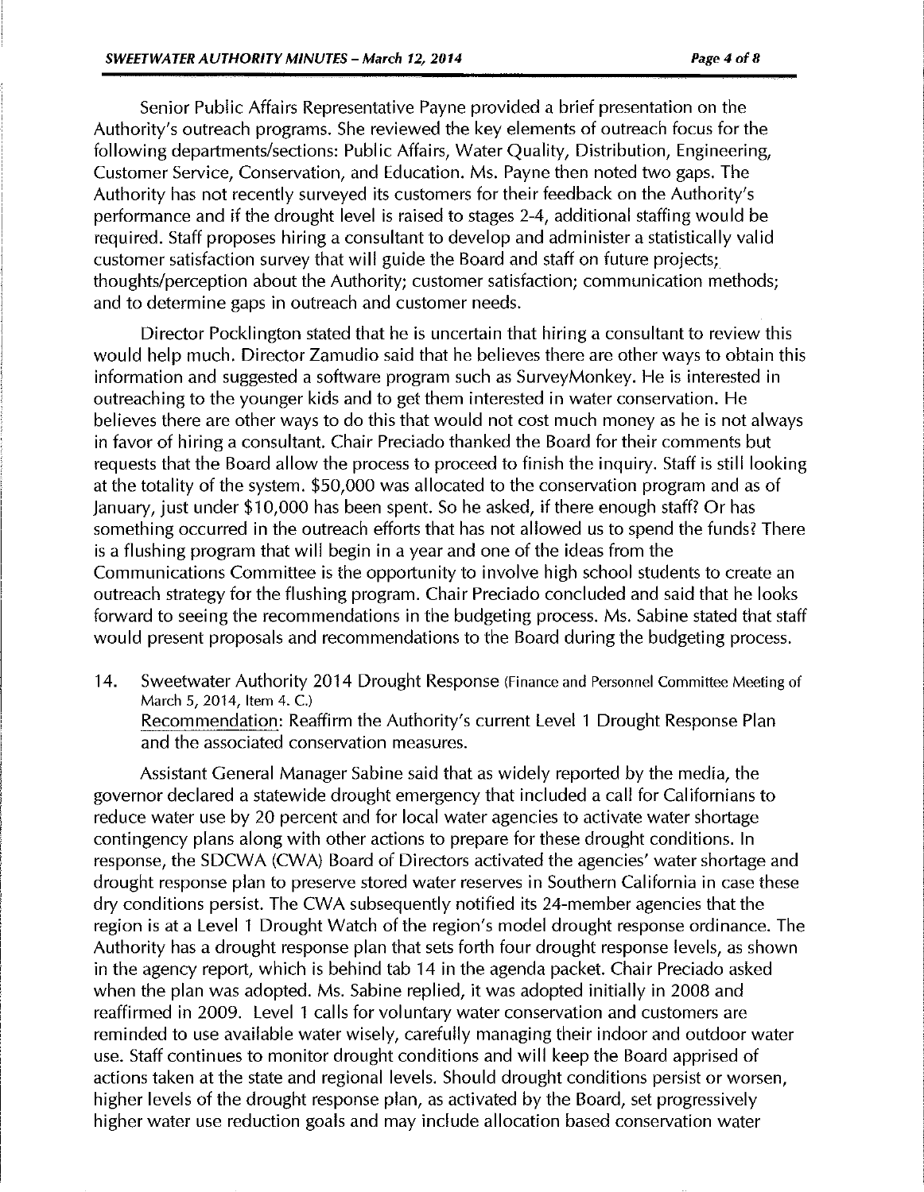Senior Public Affairs Representative Payne provided a brief presentation on the Authority's outreach programs. She reviewed the key elements of outreach focus for the following departments/sections: Public Affairs, Water Quality, Distribution, Engineering, Customer Service, Conservation, and Education. Ms. Payne then noted two gaps. The Authority has not recently surveyed its customers for their feedback on the Authority's performance and if the drought level is raised to stages 2-4, additional staffing would be required. Staff proposes hiring a consultant to develop and administer a statistically valid customer satisfaction survey that will guide the Board and staff on future projects; thoughts/perception about the Authority; customer satisfaction; communication methods; and to determine gaps in outreach and customer needs.

Director Pocklington stated that he is uncertain that hiring a consultant to review this would help much. Director Zamudio said that he believes there are other ways to obtain this information and suggested a software program such as SurveyMonkey. He is interested in outreaching to the younger kids and to get them interested in water conservation. He believes there are other ways to do this that would not cost much money as he is not always in favor of hiring a consultant. Chair Preciado thanked the Board for their comments but requests that the Board allow the process to proceed to finish the inquiry. Staff is still looking at the totality of the system. $50,000 was allocated to the conservation program and as of January, just under $10,000 has been spent. So he asked, if there enough staff? Or has something occurred in the outreach efforts that has not allowed us to spend the funds? There is a flushing program that will begin in a year and one of the ideas from the Communications Committee is the opportunity to involve high school students to create an outreach strategy for the flushing program. Chair Preciado concluded and said that he looks forward to seeing the recommendations in the budgeting process. Ms. Sabine stated that staff would present proposals and recommendations to the Board during the budgeting process.

14. Sweetwater Authority 2014 Drought Response (Finance and Personnel Committee Meeting of March 5, 2014, Item 4. C.)
    Recommendation: Reaffirm the Authority's current Level 1 Drought Response Plan and the associated conservation measures.

Assistant General Manager Sabine said that as widely reported by the media, the governor declared a statewide drought emergency that included a call for Californians to reduce water use by 20 percent and for local water agencies to activate water shortage contingency plans along with other actions to prepare for these drought conditions. In response, the SDCWA (CWA) Board of Directors activated the agencies' water shortage and drought response plan to preserve stored water reserves in Southern California in case these dry conditions persist. The CWA subsequently notified its 24-member agencies that the region is at a Level 1 Drought Watch of the region's model drought response ordinance. The Authority has a drought response plan that sets forth four drought response levels, as shown in the agency report, which is behind tab 14 in the agenda packet. Chair Preciado asked when the plan was adopted. Ms. Sabine replied, it was adopted initially in 2008 and reaffirmed in 2009. Level 1 calls for voluntary water conservation and customers are reminded to use available water wisely, carefully managing their indoor and outdoor water use. Staff continues to monitor drought conditions and will keep the Board apprised of actions taken at the state and regional levels. Should drought conditions persist or worsen, higher levels of the drought response plan, as activated by the Board, set progressively higher water use reduction goals and may include allocation based conservation water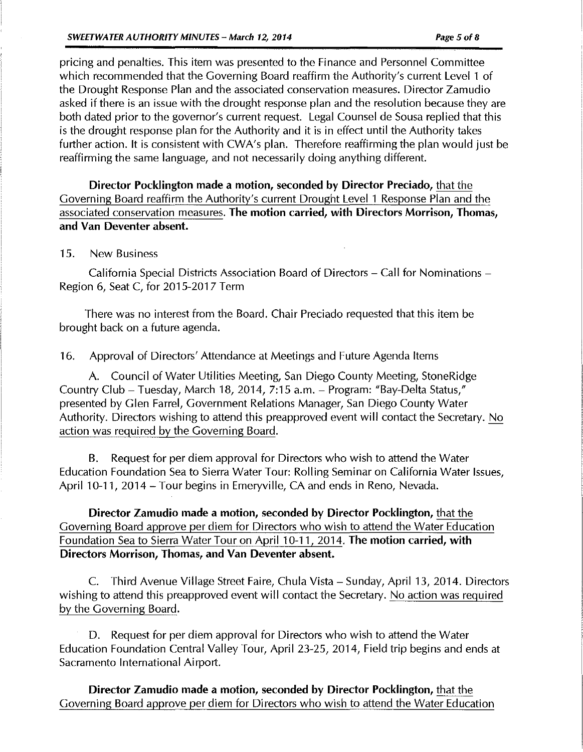pricing and penalties. This item was presented to the Finance and Personnel Committee which recommended that the Governing Board reaffirm the Authority's current Level 1 of the Drought Response Plan and the associated conservation measures. Director Zamudio asked if there is an issue with the drought response plan and the resolution because they are both dated prior to the governor's current request. Legal Counsel de Sousa replied that this is the drought response plan for the Authority and it is in effect until the Authority takes further action. It is consistent with CWA's plan. Therefore reaffirming the plan would just be reaffirming the same language, and not necessarily doing anything different.

**Director Pocklington made a motion, seconded by Director Preciado,** that the Governing Board reaffirm the Authority's current Drought Level 1 Response Plan and the associated conservation measures. **The motion carried, with Directors Morrison, Thomas, and Van Deventer absent.**

15. New Business

California Special Districts Association Board of Directors – Call for Nominations – Region 6, Seat C, for 2015-2017 Term

There was no interest from the Board. Chair Preciado requested that this item be brought back on a future agenda.

16. Approval of Directors' Attendance at Meetings and Future Agenda Items

A. Council of Water Utilities Meeting, San Diego County Meeting, StoneRidge Country Club – Tuesday, March 18, 2014, 7:15 a.m. – Program: "Bay-Delta Status," presented by Glen Farrel, Government Relations Manager, San Diego County Water Authority. Directors wishing to attend this preapproved event will contact the Secretary. No action was required by the Governing Board.

B. Request for per diem approval for Directors who wish to attend the Water Education Foundation Sea to Sierra Water Tour: Rolling Seminar on California Water Issues, April 10-11, 2014 – Tour begins in Emeryville, CA and ends in Reno, Nevada.

**Director Zamudio made a motion, seconded by Director Pocklington,** that the Governing Board approve per diem for Directors who wish to attend the Water Education Foundation Sea to Sierra Water Tour on April 10-11, 2014. **The motion carried, with Directors Morrison, Thomas, and Van Deventer absent.**

C. Third Avenue Village Street Faire, Chula Vista – Sunday, April 13, 2014. Directors wishing to attend this preapproved event will contact the Secretary. No action was required by the Governing Board.

D. Request for per diem approval for Directors who wish to attend the Water Education Foundation Central Valley Tour, April 23-25, 2014, Field trip begins and ends at Sacramento International Airport.

**Director Zamudio made a motion, seconded by Director Pocklington,** that the Governing Board approve per diem for Directors who wish to attend the Water Education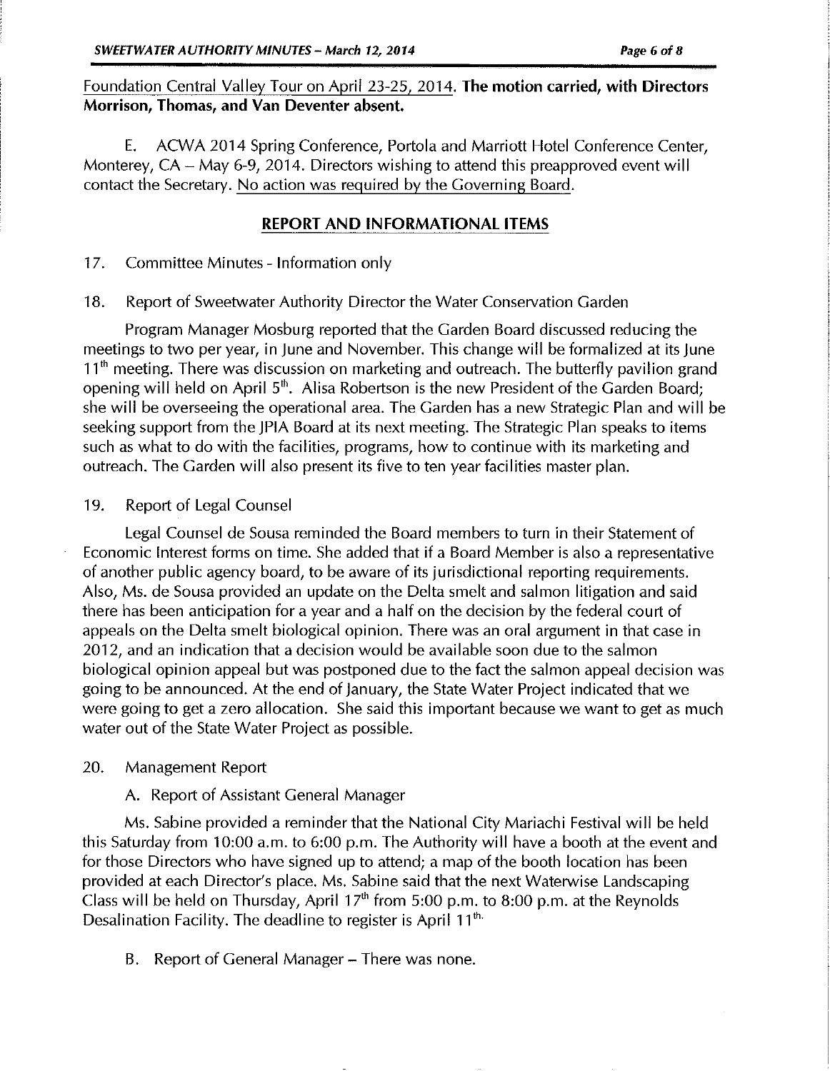Foundation Central Valley Tour on April 23-25, 2014. **The motion carried, with Directors Morrison, Thomas, and Van Deventer absent.**

E. ACWA 2014 Spring Conference, Portola and Marriott Hotel Conference Center, Monterey, CA – May 6-9, 2014. Directors wishing to attend this preapproved event will contact the Secretary. No action was required by the Governing Board.

## REPORT AND INFORMATIONAL ITEMS

17. Committee Minutes - Information only

18. Report of Sweetwater Authority Director the Water Conservation Garden

Program Manager Mosburg reported that the Garden Board discussed reducing the meetings to two per year, in June and November. This change will be formalized at its June 11th meeting. There was discussion on marketing and outreach. The butterfly pavilion grand opening will held on April 5th. Alisa Robertson is the new President of the Garden Board; she will be overseeing the operational area. The Garden has a new Strategic Plan and will be seeking support from the JPIA Board at its next meeting. The Strategic Plan speaks to items such as what to do with the facilities, programs, how to continue with its marketing and outreach. The Garden will also present its five to ten year facilities master plan.

19. Report of Legal Counsel

Legal Counsel de Sousa reminded the Board members to turn in their Statement of Economic Interest forms on time. She added that if a Board Member is also a representative of another public agency board, to be aware of its jurisdictional reporting requirements. Also, Ms. de Sousa provided an update on the Delta smelt and salmon litigation and said there has been anticipation for a year and a half on the decision by the federal court of appeals on the Delta smelt biological opinion. There was an oral argument in that case in 2012, and an indication that a decision would be available soon due to the salmon biological opinion appeal but was postponed due to the fact the salmon appeal decision was going to be announced. At the end of January, the State Water Project indicated that we were going to get a zero allocation. She said this important because we want to get as much water out of the State Water Project as possible.

20. Management Report

A. Report of Assistant General Manager

Ms. Sabine provided a reminder that the National City Mariachi Festival will be held this Saturday from 10:00 a.m. to 6:00 p.m. The Authority will have a booth at the event and for those Directors who have signed up to attend; a map of the booth location has been provided at each Director's place. Ms. Sabine said that the next Waterwise Landscaping Class will be held on Thursday, April 17th from 5:00 p.m. to 8:00 p.m. at the Reynolds Desalination Facility. The deadline to register is April 11th.

B. Report of General Manager – There was none.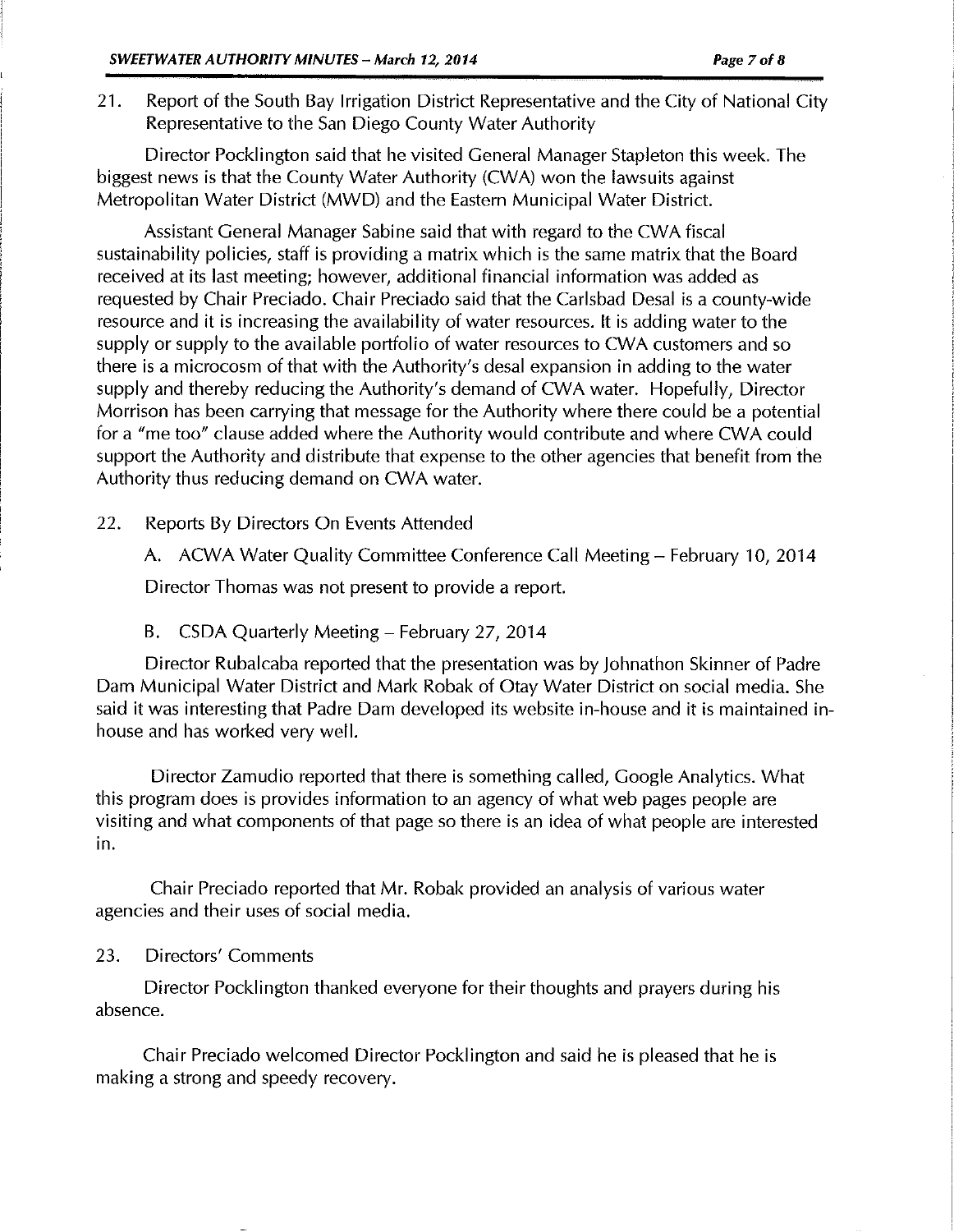21. Report of the South Bay Irrigation District Representative and the City of National City Representative to the San Diego County Water Authority

Director Pocklington said that he visited General Manager Stapleton this week. The biggest news is that the County Water Authority (CWA) won the lawsuits against Metropolitan Water District (MWD) and the Eastern Municipal Water District.

Assistant General Manager Sabine said that with regard to the CWA fiscal sustainability policies, staff is providing a matrix which is the same matrix that the Board received at its last meeting; however, additional financial information was added as requested by Chair Preciado. Chair Preciado said that the Carlsbad Desal is a county-wide resource and it is increasing the availability of water resources. It is adding water to the supply or supply to the available portfolio of water resources to CWA customers and so there is a microcosm of that with the Authority's desal expansion in adding to the water supply and thereby reducing the Authority's demand of CWA water. Hopefully, Director Morrison has been carrying that message for the Authority where there could be a potential for a "me too" clause added where the Authority would contribute and where CWA could support the Authority and distribute that expense to the other agencies that benefit from the Authority thus reducing demand on CWA water.

22. Reports By Directors On Events Attended

A. ACWA Water Quality Committee Conference Call Meeting – February 10, 2014

Director Thomas was not present to provide a report.

B. CSDA Quarterly Meeting – February 27, 2014

Director Rubalcaba reported that the presentation was by Johnathon Skinner of Padre Dam Municipal Water District and Mark Robak of Otay Water District on social media. She said it was interesting that Padre Dam developed its website in-house and it is maintained in-house and has worked very well.

Director Zamudio reported that there is something called, Google Analytics. What this program does is provides information to an agency of what web pages people are visiting and what components of that page so there is an idea of what people are interested in.

Chair Preciado reported that Mr. Robak provided an analysis of various water agencies and their uses of social media.

23. Directors' Comments

Director Pocklington thanked everyone for their thoughts and prayers during his absence.

Chair Preciado welcomed Director Pocklington and said he is pleased that he is making a strong and speedy recovery.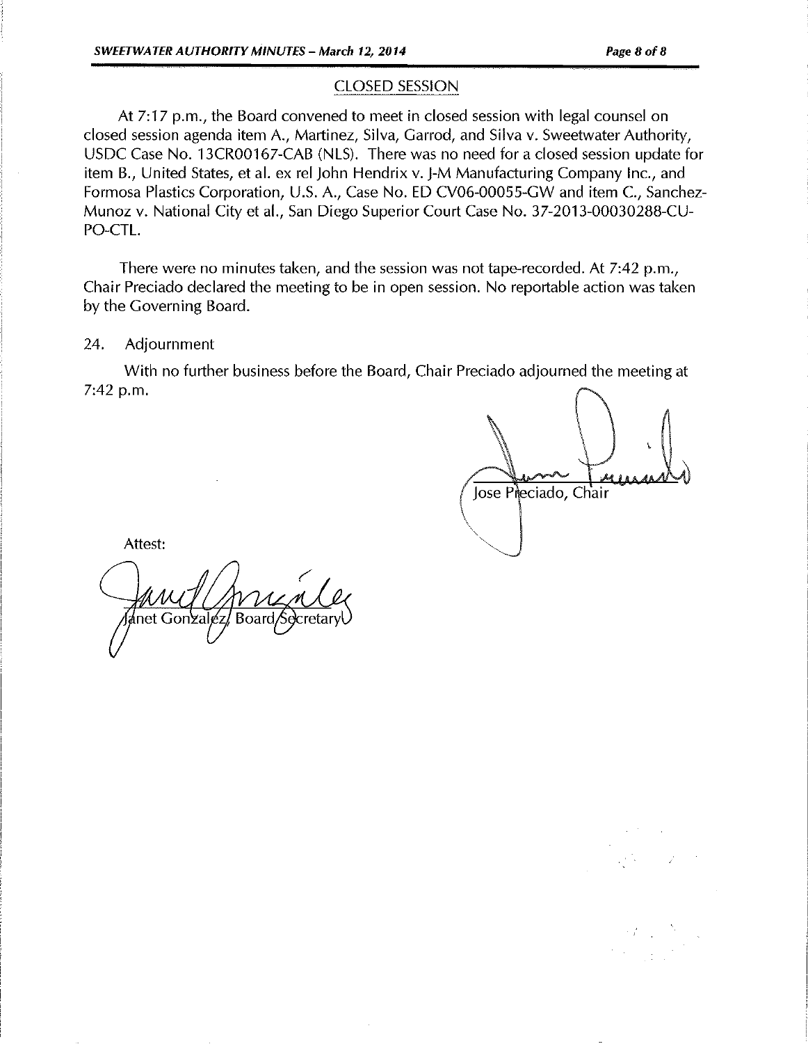## CLOSED SESSION

At 7:17 p.m., the Board convened to meet in closed session with legal counsel on closed session agenda item A., Martinez, Silva, Garrod, and Silva v. Sweetwater Authority, USDC Case No. 13CR00167-CAB (NLS). There was no need for a closed session update for item B., United States, et al. ex rel John Hendrix v. J-M Manufacturing Company Inc., and Formosa Plastics Corporation, U.S. A., Case No. ED CV06-00055-GW and item C., Sanchez-Munoz v. National City et al., San Diego Superior Court Case No. 37-2013-00030288-CU-PO-CTL.

There were no minutes taken, and the session was not tape-recorded. At 7:42 p.m., Chair Preciado declared the meeting to be in open session. No reportable action was taken by the Governing Board.

24. Adjournment

With no further business before the Board, Chair Preciado adjourned the meeting at 7:42 p.m.

Jose Preciado, Chair

Attest:

Janet Gonzalez, Board Secretary